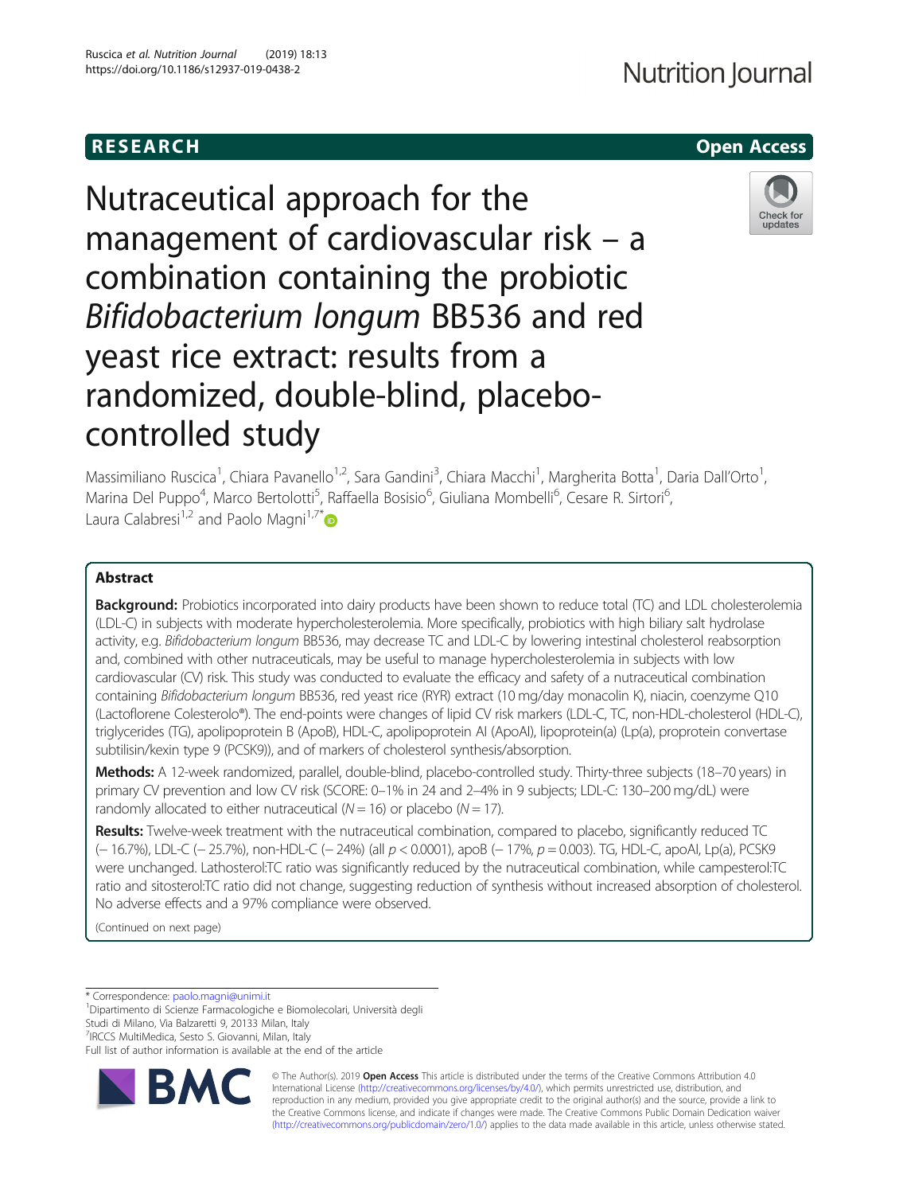RESEARCH

Open Access

# Nutraceutical approach for the management of cardiovascular risk – a combination containing the probiotic *Bifidobacterium longum* BB536 and red yeast rice extract: results from a randomized, double-blind, placebo-controlled study

Massimiliano Ruscica[1], Chiara Pavanello[1,2], Sara Gandini[3], Chiara Macchi[1], Margherita Botta[1], Daria Dall'Orto[1], Marina Del Puppo[4], Marco Bertolotti[5], Raffaella Bosisio[6], Giuliana Mombelli[6], Cesare R. Sirtori[6], Laura Calabresi[1,2] and Paolo Magni[1,7*]

## Abstract

**Background:** Probiotics incorporated into dairy products have been shown to reduce total (TC) and LDL cholesterolemia (LDL-C) in subjects with moderate hypercholesterolemia. More specifically, probiotics with high biliary salt hydrolase activity, e.g. *Bifidobacterium longum* BB536, may decrease TC and LDL-C by lowering intestinal cholesterol reabsorption and, combined with other nutraceuticals, may be useful to manage hypercholesterolemia in subjects with low cardiovascular (CV) risk. This study was conducted to evaluate the efficacy and safety of a nutraceutical combination containing *Bifidobacterium longum* BB536, red yeast rice (RYR) extract (10 mg/day monacolin K), niacin, coenzyme Q10 (Lactoflorene Colesterolo®). The end-points were changes of lipid CV risk markers (LDL-C, TC, non-HDL-cholesterol (HDL-C), triglycerides (TG), apolipoprotein B (ApoB), HDL-C, apolipoprotein AI (ApoAI), lipoprotein(a) (Lp(a), proprotein convertase subtilisin/kexin type 9 (PCSK9)), and of markers of cholesterol synthesis/absorption.

**Methods:** A 12-week randomized, parallel, double-blind, placebo-controlled study. Thirty-three subjects (18–70 years) in primary CV prevention and low CV risk (SCORE: 0–1% in 24 and 2–4% in 9 subjects; LDL-C: 130–200 mg/dL) were randomly allocated to either nutraceutical ($N = 16$) or placebo ($N = 17$).

**Results:** Twelve-week treatment with the nutraceutical combination, compared to placebo, significantly reduced TC (− 16.7%), LDL-C (− 25.7%), non-HDL-C (− 24%) (all $p < 0.0001$), apoB (− 17%, $p = 0.003$). TG, HDL-C, apoAI, Lp(a), PCSK9 were unchanged. Lathosterol:TC ratio was significantly reduced by the nutraceutical combination, while campesterol:TC ratio and sitosterol:TC ratio did not change, suggesting reduction of synthesis without increased absorption of cholesterol. No adverse effects and a 97% compliance were observed.

(Continued on next page)

* Correspondence: paolo.magni@unimi.it
[1]Dipartimento di Scienze Farmacologiche e Biomolecolari, Università degli Studi di Milano, Via Balzaretti 9, 20133 Milan, Italy
[7]IRCCS MultiMedica, Sesto S. Giovanni, Milan, Italy
Full list of author information is available at the end of the article

© The Author(s). 2019 **Open Access** This article is distributed under the terms of the Creative Commons Attribution 4.0 International License (http://creativecommons.org/licenses/by/4.0/), which permits unrestricted use, distribution, and reproduction in any medium, provided you give appropriate credit to the original author(s) and the source, provide a link to the Creative Commons license, and indicate if changes were made. The Creative Commons Public Domain Dedication waiver (http://creativecommons.org/publicdomain/zero/1.0/) applies to the data made available in this article, unless otherwise stated.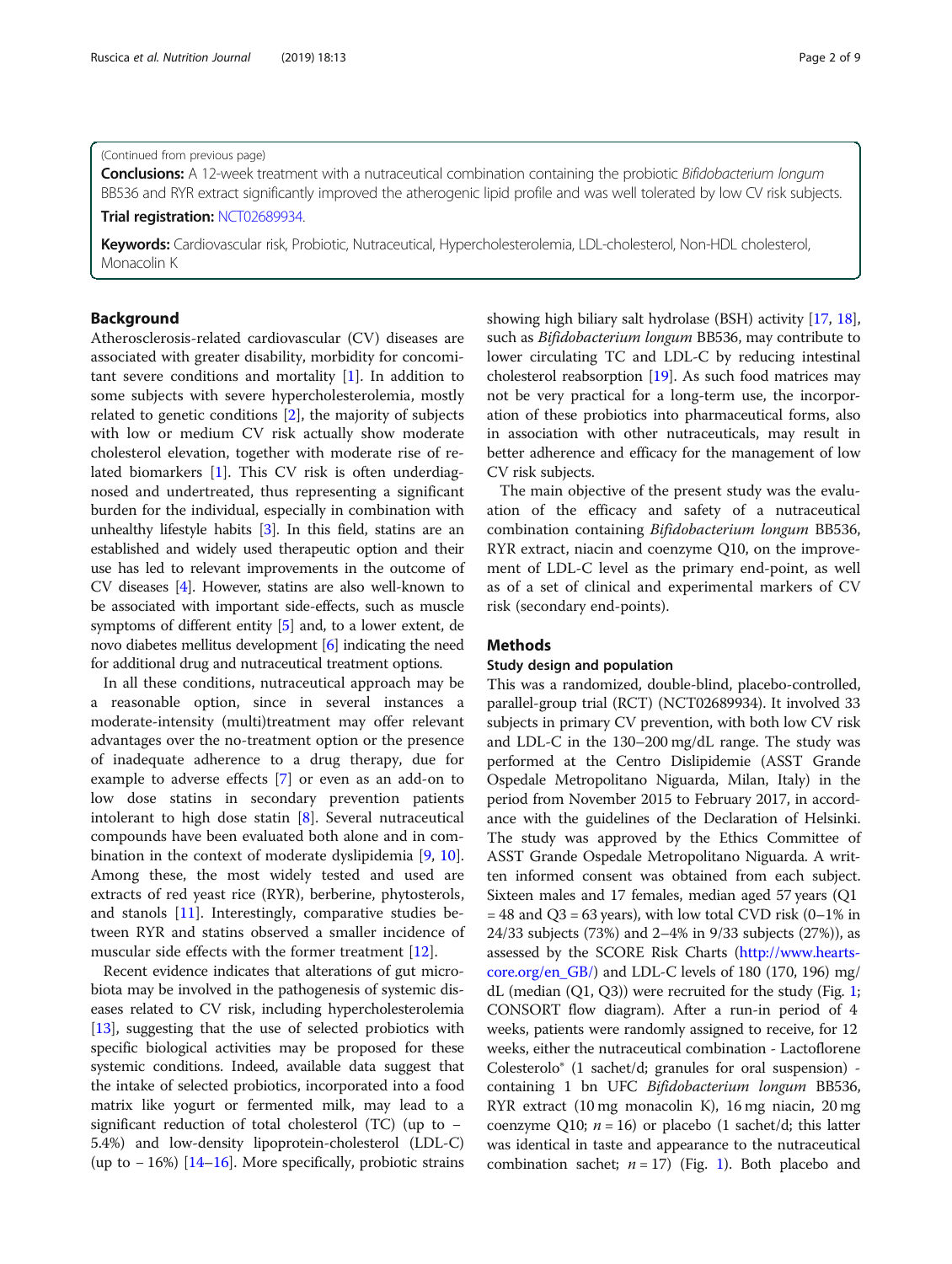(Continued from previous page)

**Conclusions:** A 12-week treatment with a nutraceutical combination containing the probiotic *Bifidobacterium longum* BB536 and RYR extract significantly improved the atherogenic lipid profile and was well tolerated by low CV risk subjects.

**Trial registration:** NCT02689934.

**Keywords:** Cardiovascular risk, Probiotic, Nutraceutical, Hypercholesterolemia, LDL-cholesterol, Non-HDL cholesterol, Monacolin K

## Background

Atherosclerosis-related cardiovascular (CV) diseases are associated with greater disability, morbidity for concomitant severe conditions and mortality [1]. In addition to some subjects with severe hypercholesterolemia, mostly related to genetic conditions [2], the majority of subjects with low or medium CV risk actually show moderate cholesterol elevation, together with moderate rise of related biomarkers [1]. This CV risk is often underdiagnosed and undertreated, thus representing a significant burden for the individual, especially in combination with unhealthy lifestyle habits [3]. In this field, statins are an established and widely used therapeutic option and their use has led to relevant improvements in the outcome of CV diseases [4]. However, statins are also well-known to be associated with important side-effects, such as muscle symptoms of different entity [5] and, to a lower extent, de novo diabetes mellitus development [6] indicating the need for additional drug and nutraceutical treatment options.

In all these conditions, nutraceutical approach may be a reasonable option, since in several instances a moderate-intensity (multi)treatment may offer relevant advantages over the no-treatment option or the presence of inadequate adherence to a drug therapy, due for example to adverse effects [7] or even as an add-on to low dose statins in secondary prevention patients intolerant to high dose statin [8]. Several nutraceutical compounds have been evaluated both alone and in combination in the context of moderate dyslipidemia [9, 10]. Among these, the most widely tested and used are extracts of red yeast rice (RYR), berberine, phytosterols, and stanols [11]. Interestingly, comparative studies between RYR and statins observed a smaller incidence of muscular side effects with the former treatment [12].

Recent evidence indicates that alterations of gut microbiota may be involved in the pathogenesis of systemic diseases related to CV risk, including hypercholesterolemia [13], suggesting that the use of selected probiotics with specific biological activities may be proposed for these systemic conditions. Indeed, available data suggest that the intake of selected probiotics, incorporated into a food matrix like yogurt or fermented milk, may lead to a significant reduction of total cholesterol (TC) (up to − 5.4%) and low-density lipoprotein-cholesterol (LDL-C) (up to − 16%) [14–16]. More specifically, probiotic strains showing high biliary salt hydrolase (BSH) activity [17, 18], such as *Bifidobacterium longum* BB536, may contribute to lower circulating TC and LDL-C by reducing intestinal cholesterol reabsorption [19]. As such food matrices may not be very practical for a long-term use, the incorporation of these probiotics into pharmaceutical forms, also in association with other nutraceuticals, may result in better adherence and efficacy for the management of low CV risk subjects.

The main objective of the present study was the evaluation of the efficacy and safety of a nutraceutical combination containing *Bifidobacterium longum* BB536, RYR extract, niacin and coenzyme Q10, on the improvement of LDL-C level as the primary end-point, as well as of a set of clinical and experimental markers of CV risk (secondary end-points).

## Methods

### Study design and population

This was a randomized, double-blind, placebo-controlled, parallel-group trial (RCT) (NCT02689934). It involved 33 subjects in primary CV prevention, with both low CV risk and LDL-C in the 130–200 mg/dL range. The study was performed at the Centro Dislipidemie (ASST Grande Ospedale Metropolitano Niguarda, Milan, Italy) in the period from November 2015 to February 2017, in accordance with the guidelines of the Declaration of Helsinki. The study was approved by the Ethics Committee of ASST Grande Ospedale Metropolitano Niguarda. A written informed consent was obtained from each subject. Sixteen males and 17 females, median aged 57 years (Q1 = 48 and Q3 = 63 years), with low total CVD risk (0–1% in 24/33 subjects (73%) and 2–4% in 9/33 subjects (27%)), as assessed by the SCORE Risk Charts (http://www.heartscore.org/en_GB/) and LDL-C levels of 180 (170, 196) mg/dL (median (Q1, Q3)) were recruited for the study (Fig. 1; CONSORT flow diagram). After a run-in period of 4 weeks, patients were randomly assigned to receive, for 12 weeks, either the nutraceutical combination - Lactoflorene Colesterolo® (1 sachet/d; granules for oral suspension) - containing 1 bn UFC *Bifidobacterium longum* BB536, RYR extract (10 mg monacolin K), 16 mg niacin, 20 mg coenzyme Q10; $n = 16$) or placebo (1 sachet/d; this latter was identical in taste and appearance to the nutraceutical combination sachet; $n = 17$) (Fig. 1). Both placebo and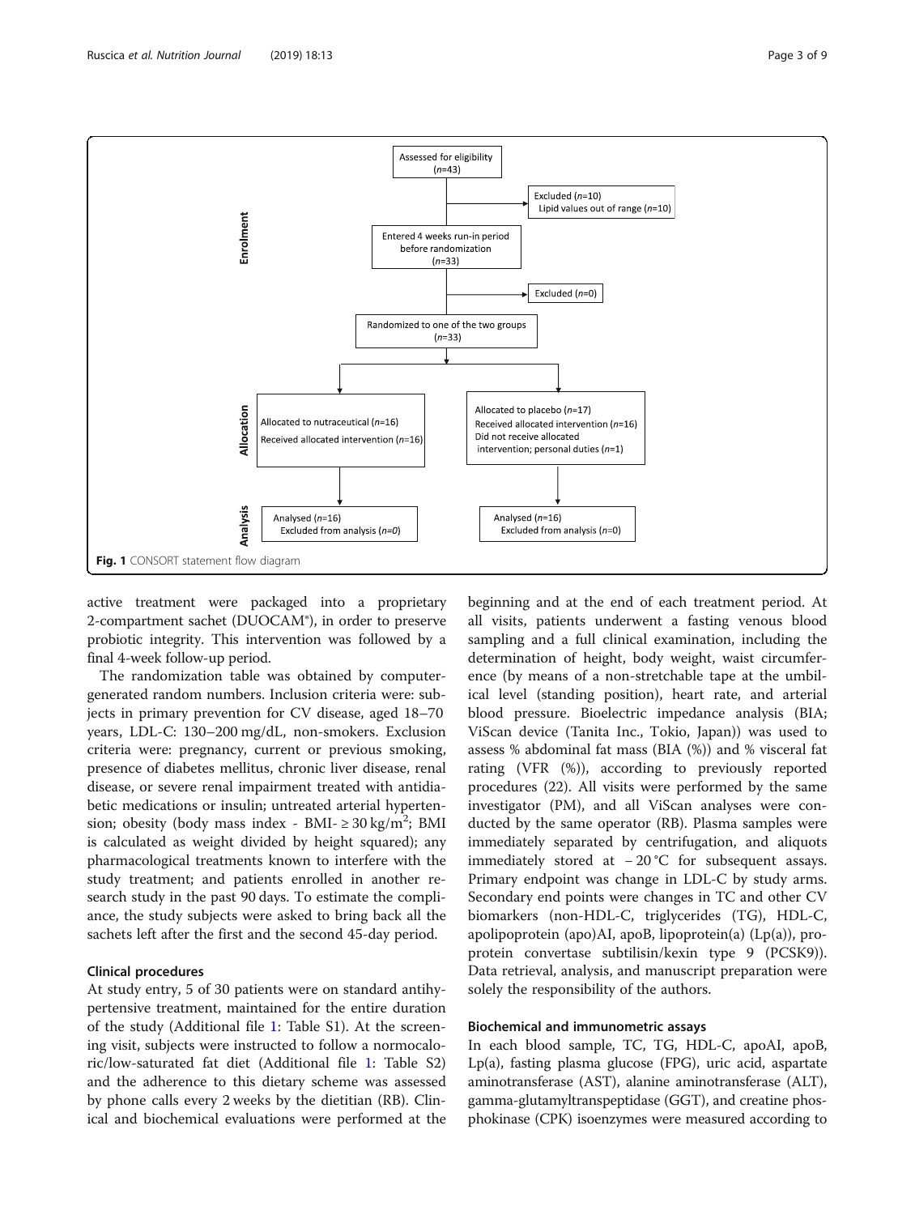Enrolment

Assessed for eligibility (n=43)

Excluded (n=10)
Lipid values out of range (n=10)

Entered 4 weeks run-in period before randomization (n=33)

Excluded (n=0)

Randomized to one of the two groups (n=33)

Allocation

Allocated to nutraceutical (n=16)
Received allocated intervention (n=16)

Allocated to placebo (n=17)
Received allocated intervention (n=16)
Did not receive allocated intervention; personal duties (n=1)

Analysis

Analysed (n=16)
Excluded from analysis (n=0)

Analysed (n=16)
Excluded from analysis (n=0)

**Fig. 1** CONSORT statement flow diagram

active treatment were packaged into a proprietary 2-compartment sachet (DUOCAM®), in order to preserve probiotic integrity. This intervention was followed by a final 4-week follow-up period.

The randomization table was obtained by computer-generated random numbers. Inclusion criteria were: subjects in primary prevention for CV disease, aged 18–70 years, LDL-C: 130–200 mg/dL, non-smokers. Exclusion criteria were: pregnancy, current or previous smoking, presence of diabetes mellitus, chronic liver disease, renal disease, or severe renal impairment treated with antidiabetic medications or insulin; untreated arterial hypertension; obesity (body mass index - BMI- ≥ 30 kg/m$^2$; BMI is calculated as weight divided by height squared); any pharmacological treatments known to interfere with the study treatment; and patients enrolled in another research study in the past 90 days. To estimate the compliance, the study subjects were asked to bring back all the sachets left after the first and the second 45-day period.

### Clinical procedures

At study entry, 5 of 30 patients were on standard antihypertensive treatment, maintained for the entire duration of the study (Additional file 1: Table S1). At the screening visit, subjects were instructed to follow a normocaloric/low-saturated fat diet (Additional file 1: Table S2) and the adherence to this dietary scheme was assessed by phone calls every 2 weeks by the dietitian (RB). Clinical and biochemical evaluations were performed at the beginning and at the end of each treatment period. At all visits, patients underwent a fasting venous blood sampling and a full clinical examination, including the determination of height, body weight, waist circumference (by means of a non-stretchable tape at the umbilical level (standing position), heart rate, and arterial blood pressure. Bioelectric impedance analysis (BIA; ViScan device (Tanita Inc., Tokio, Japan)) was used to assess % abdominal fat mass (BIA (%)) and % visceral fat rating (VFR (%)), according to previously reported procedures (22). All visits were performed by the same investigator (PM), and all ViScan analyses were conducted by the same operator (RB). Plasma samples were immediately separated by centrifugation, and aliquots immediately stored at − 20 °C for subsequent assays. Primary endpoint was change in LDL-C by study arms. Secondary end points were changes in TC and other CV biomarkers (non-HDL-C, triglycerides (TG), HDL-C, apolipoprotein (apo)AI, apoB, lipoprotein(a) (Lp(a)), proprotein convertase subtilisin/kexin type 9 (PCSK9)). Data retrieval, analysis, and manuscript preparation were solely the responsibility of the authors.

### Biochemical and immunometric assays

In each blood sample, TC, TG, HDL-C, apoAI, apoB, Lp(a), fasting plasma glucose (FPG), uric acid, aspartate aminotransferase (AST), alanine aminotransferase (ALT), gamma-glutamyltranspeptidase (GGT), and creatine phosphokinase (CPK) isoenzymes were measured according to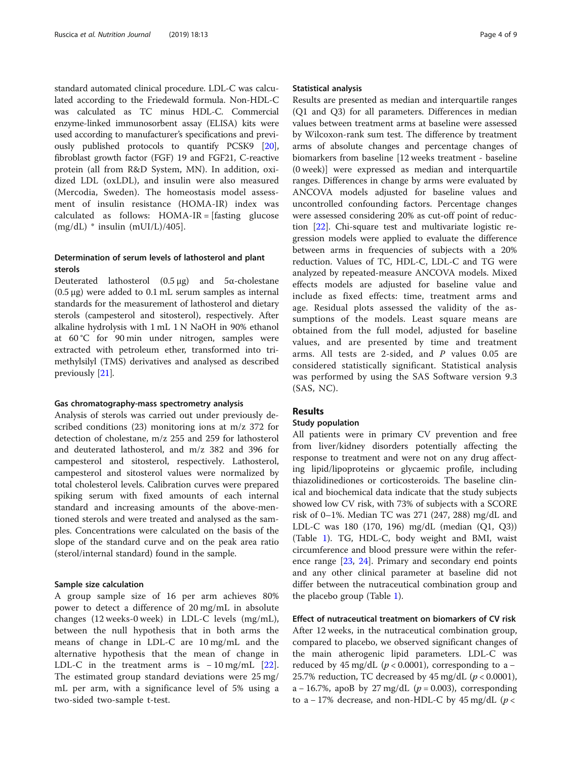standard automated clinical procedure. LDL-C was calculated according to the Friedewald formula. Non-HDL-C was calculated as TC minus HDL-C. Commercial enzyme-linked immunosorbent assay (ELISA) kits were used according to manufacturer's specifications and previously published protocols to quantify PCSK9 [20], fibroblast growth factor (FGF) 19 and FGF21, C-reactive protein (all from R&D System, MN). In addition, oxidized LDL (oxLDL), and insulin were also measured (Mercodia, Sweden). The homeostasis model assessment of insulin resistance (HOMA-IR) index was calculated as follows: HOMA-IR = [fasting glucose (mg/dL) * insulin (mUI/L)/405].

### Determination of serum levels of lathosterol and plant sterols

Deuterated lathosterol (0.5 μg) and 5α-cholestane (0.5 μg) were added to 0.1 mL serum samples as internal standards for the measurement of lathosterol and dietary sterols (campesterol and sitosterol), respectively. After alkaline hydrolysis with 1 mL 1 N NaOH in 90% ethanol at 60 °C for 90 min under nitrogen, samples were extracted with petroleum ether, transformed into trimethylsilyl (TMS) derivatives and analysed as described previously [21].

#### Gas chromatography-mass spectrometry analysis

Analysis of sterols was carried out under previously described conditions (23) monitoring ions at m/z 372 for detection of cholestane, m/z 255 and 259 for lathosterol and deuterated lathosterol, and m/z 382 and 396 for campesterol and sitosterol, respectively. Lathosterol, campesterol and sitosterol values were normalized by total cholesterol levels. Calibration curves were prepared spiking serum with fixed amounts of each internal standard and increasing amounts of the above-mentioned sterols and were treated and analysed as the samples. Concentrations were calculated on the basis of the slope of the standard curve and on the peak area ratio (sterol/internal standard) found in the sample.

### Sample size calculation

A group sample size of 16 per arm achieves 80% power to detect a difference of 20 mg/mL in absolute changes (12 weeks-0 week) in LDL-C levels (mg/mL), between the null hypothesis that in both arms the means of change in LDL-C are 10 mg/mL and the alternative hypothesis that the mean of change in LDL-C in the treatment arms is − 10 mg/mL [22]. The estimated group standard deviations were 25 mg/mL per arm, with a significance level of 5% using a two-sided two-sample t-test.

### Statistical analysis

Results are presented as median and interquartile ranges (Q1 and Q3) for all parameters. Differences in median values between treatment arms at baseline were assessed by Wilcoxon-rank sum test. The difference by treatment arms of absolute changes and percentage changes of biomarkers from baseline [12 weeks treatment - baseline (0 week)] were expressed as median and interquartile ranges. Differences in change by arms were evaluated by ANCOVA models adjusted for baseline values and uncontrolled confounding factors. Percentage changes were assessed considering 20% as cut-off point of reduction [22]. Chi-square test and multivariate logistic regression models were applied to evaluate the difference between arms in frequencies of subjects with a 20% reduction. Values of TC, HDL-C, LDL-C and TG were analyzed by repeated-measure ANCOVA models. Mixed effects models are adjusted for baseline value and include as fixed effects: time, treatment arms and age. Residual plots assessed the validity of the assumptions of the models. Least square means are obtained from the full model, adjusted for baseline values, and are presented by time and treatment arms. All tests are 2-sided, and *P* values 0.05 are considered statistically significant. Statistical analysis was performed by using the SAS Software version 9.3 (SAS, NC).

## Results

### Study population

All patients were in primary CV prevention and free from liver/kidney disorders potentially affecting the response to treatment and were not on any drug affecting lipid/lipoproteins or glycaemic profile, including thiazolidinediones or corticosteroids. The baseline clinical and biochemical data indicate that the study subjects showed low CV risk, with 73% of subjects with a SCORE risk of 0–1%. Median TC was 271 (247, 288) mg/dL and LDL-C was 180 (170, 196) mg/dL (median (Q1, Q3)) (Table 1). TG, HDL-C, body weight and BMI, waist circumference and blood pressure were within the reference range [23, 24]. Primary and secondary end points and any other clinical parameter at baseline did not differ between the nutraceutical combination group and the placebo group (Table 1).

### Effect of nutraceutical treatment on biomarkers of CV risk

After 12 weeks, in the nutraceutical combination group, compared to placebo, we observed significant changes of the main atherogenic lipid parameters. LDL-C was reduced by 45 mg/dL ($p < 0.0001$), corresponding to a − 25.7% reduction, TC decreased by 45 mg/dL ($p < 0.0001$), a − 16.7%, apoB by 27 mg/dL ($p = 0.003$), corresponding to a − 17% decrease, and non-HDL-C by 45 mg/dL ($p <$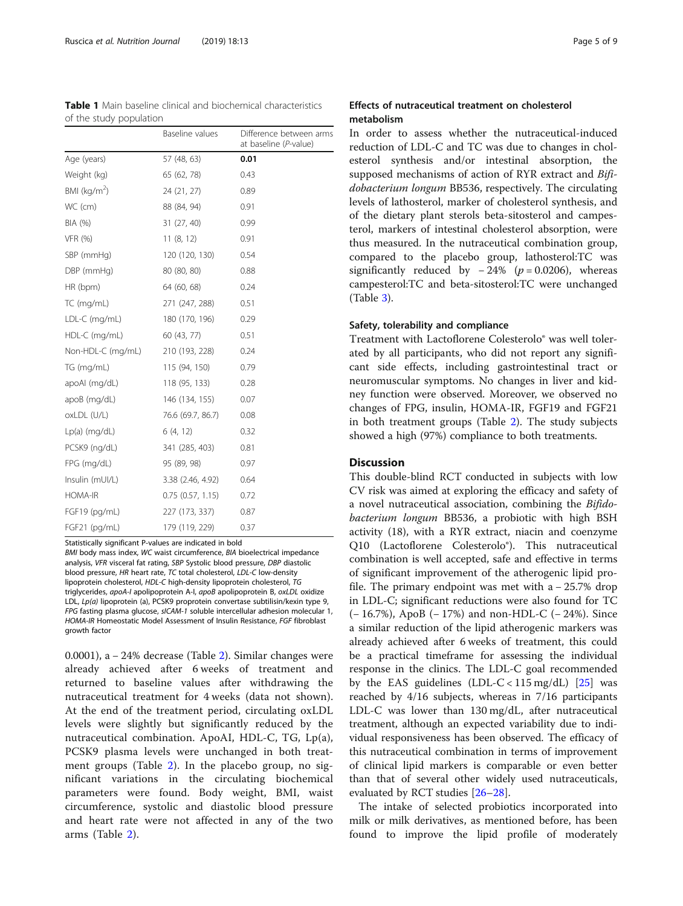**Table 1** Main baseline clinical and biochemical characteristics of the study population

| | Baseline values | Difference between arms at baseline (P-value) |
|---|---|---|
| Age (years) | 57 (48, 63) | **0.01** |
| Weight (kg) | 65 (62, 78) | 0.43 |
| BMI (kg/m$^2$) | 24 (21, 27) | 0.89 |
| WC (cm) | 88 (84, 94) | 0.91 |
| BIA (%) | 31 (27, 40) | 0.99 |
| VFR (%) | 11 (8, 12) | 0.91 |
| SBP (mmHg) | 120 (120, 130) | 0.54 |
| DBP (mmHg) | 80 (80, 80) | 0.88 |
| HR (bpm) | 64 (60, 68) | 0.24 |
| TC (mg/mL) | 271 (247, 288) | 0.51 |
| LDL-C (mg/mL) | 180 (170, 196) | 0.29 |
| HDL-C (mg/mL) | 60 (43, 77) | 0.51 |
| Non-HDL-C (mg/mL) | 210 (193, 228) | 0.24 |
| TG (mg/mL) | 115 (94, 150) | 0.79 |
| apoAI (mg/dL) | 118 (95, 133) | 0.28 |
| apoB (mg/dL) | 146 (134, 155) | 0.07 |
| oxLDL (U/L) | 76.6 (69.7, 86.7) | 0.08 |
| Lp(a) (mg/dL) | 6 (4, 12) | 0.32 |
| PCSK9 (ng/dL) | 341 (285, 403) | 0.81 |
| FPG (mg/dL) | 95 (89, 98) | 0.97 |
| Insulin (mUI/L) | 3.38 (2.46, 4.92) | 0.64 |
| HOMA-IR | 0.75 (0.57, 1.15) | 0.72 |
| FGF19 (pg/mL) | 227 (173, 337) | 0.87 |
| FGF21 (pg/mL) | 179 (119, 229) | 0.37 |

Statistically significant P-values are indicated in bold

*BMI* body mass index, *WC* waist circumference, *BIA* bioelectrical impedance analysis, *VFR* visceral fat rating, *SBP* Systolic blood pressure, *DBP* diastolic blood pressure, *HR* heart rate, *TC* total cholesterol, *LDL-C* low-density lipoprotein cholesterol, *HDL-C* high-density lipoprotein cholesterol, *TG* triglycerides, *apoA-I* apolipoprotein A-I, *apoB* apolipoprotein B, *oxLDL* oxidize LDL, *Lp(a)* lipoprotein (a), PCSK9 proprotein convertase subtilisin/kexin type 9, *FPG* fasting plasma glucose, *sICAM-1* soluble intercellular adhesion molecular 1, *HOMA-IR* Homeostatic Model Assessment of Insulin Resistance, *FGF* fibroblast growth factor

0.0001), a − 24% decrease (Table 2). Similar changes were already achieved after 6 weeks of treatment and returned to baseline values after withdrawing the nutraceutical treatment for 4 weeks (data not shown). At the end of the treatment period, circulating oxLDL levels were slightly but significantly reduced by the nutraceutical combination. ApoAI, HDL-C, TG, Lp(a), PCSK9 plasma levels were unchanged in both treatment groups (Table 2). In the placebo group, no significant variations in the circulating biochemical parameters were found. Body weight, BMI, waist circumference, systolic and diastolic blood pressure and heart rate were not affected in any of the two arms (Table 2).

### Effects of nutraceutical treatment on cholesterol metabolism

In order to assess whether the nutraceutical-induced reduction of LDL-C and TC was due to changes in cholesterol synthesis and/or intestinal absorption, the supposed mechanisms of action of RYR extract and *Bifidobacterium longum* BB536, respectively. The circulating levels of lathosterol, marker of cholesterol synthesis, and of the dietary plant sterols beta-sitosterol and campesterol, markers of intestinal cholesterol absorption, were thus measured. In the nutraceutical combination group, compared to the placebo group, lathosterol:TC was significantly reduced by − 24% ($p = 0.0206$), whereas campesterol:TC and beta-sitosterol:TC were unchanged (Table 3).

### Safety, tolerability and compliance

Treatment with Lactoflorene Colesterolo® was well tolerated by all participants, who did not report any significant side effects, including gastrointestinal tract or neuromuscular symptoms. No changes in liver and kidney function were observed. Moreover, we observed no changes of FPG, insulin, HOMA-IR, FGF19 and FGF21 in both treatment groups (Table 2). The study subjects showed a high (97%) compliance to both treatments.

## Discussion

This double-blind RCT conducted in subjects with low CV risk was aimed at exploring the efficacy and safety of a novel nutraceutical association, combining the *Bifidobacterium longum* BB536, a probiotic with high BSH activity (18), with a RYR extract, niacin and coenzyme Q10 (Lactoflorene Colesterolo®). This nutraceutical combination is well accepted, safe and effective in terms of significant improvement of the atherogenic lipid profile. The primary endpoint was met with a − 25.7% drop in LDL-C; significant reductions were also found for TC (− 16.7%), ApoB (− 17%) and non-HDL-C (− 24%). Since a similar reduction of the lipid atherogenic markers was already achieved after 6 weeks of treatment, this could be a practical timeframe for assessing the individual response in the clinics. The LDL-C goal recommended by the EAS guidelines (LDL-C < 115 mg/dL) [25] was reached by 4/16 subjects, whereas in 7/16 participants LDL-C was lower than 130 mg/dL, after nutraceutical treatment, although an expected variability due to individual responsiveness has been observed. The efficacy of this nutraceutical combination in terms of improvement of clinical lipid markers is comparable or even better than that of several other widely used nutraceuticals, evaluated by RCT studies [26–28].

The intake of selected probiotics incorporated into milk or milk derivatives, as mentioned before, has been found to improve the lipid profile of moderately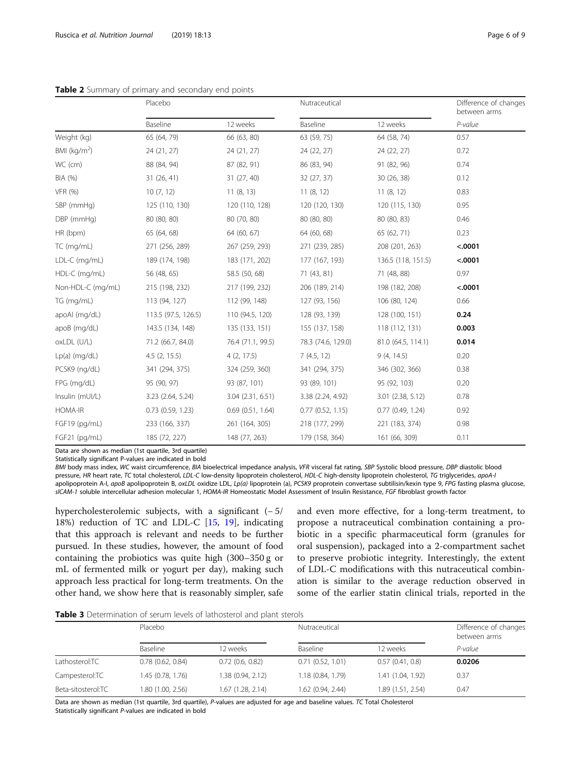**Table 2** Summary of primary and secondary end points

| | Placebo | | Nutraceutical | | Difference of changes between arms |
|---|---|---|---|---|---|
| | Baseline | 12 weeks | Baseline | 12 weeks | *P-value* |
| Weight (kg) | 65 (64, 79) | 66 (63, 80) | 63 (59, 75) | 64 (58, 74) | 0.57 |
| BMI (kg/m$^2$) | 24 (21, 27) | 24 (21, 27) | 24 (22, 27) | 24 (22, 27) | 0.72 |
| WC (cm) | 88 (84, 94) | 87 (82, 91) | 86 (83, 94) | 91 (82, 96) | 0.74 |
| BIA (%) | 31 (26, 41) | 31 (27, 40) | 32 (27, 37) | 30 (26, 38) | 0.12 |
| VFR (%) | 10 (7, 12) | 11 (8, 13) | 11 (8, 12) | 11 (8, 12) | 0.83 |
| SBP (mmHg) | 125 (110, 130) | 120 (110, 128) | 120 (120, 130) | 120 (115, 130) | 0.95 |
| DBP (mmHg) | 80 (80, 80) | 80 (70, 80) | 80 (80, 80) | 80 (80, 83) | 0.46 |
| HR (bpm) | 65 (64, 68) | 64 (60, 67) | 64 (60, 68) | 65 (62, 71) | 0.23 |
| TC (mg/mL) | 271 (256, 289) | 267 (259, 293) | 271 (239, 285) | 208 (201, 263) | **<.0001** |
| LDL-C (mg/mL) | 189 (174, 198) | 183 (171, 202) | 177 (167, 193) | 136.5 (118, 151.5) | **<.0001** |
| HDL-C (mg/mL) | 56 (48, 65) | 58.5 (50, 68) | 71 (43, 81) | 71 (48, 88) | 0.97 |
| Non-HDL-C (mg/mL) | 215 (198, 232) | 217 (199, 232) | 206 (189, 214) | 198 (182, 208) | **<.0001** |
| TG (mg/mL) | 113 (94, 127) | 112 (99, 148) | 127 (93, 156) | 106 (80, 124) | 0.66 |
| apoAI (mg/dL) | 113.5 (97.5, 126.5) | 110 (94.5, 120) | 128 (93, 139) | 128 (100, 151) | **0.24** |
| apoB (mg/dL) | 143.5 (134, 148) | 135 (133, 151) | 155 (137, 158) | 118 (112, 131) | **0.003** |
| oxLDL (U/L) | 71.2 (66.7, 84.0) | 76.4 (71.1, 99.5) | 78.3 (74.6, 129.0) | 81.0 (64.5, 114.1) | **0.014** |
| Lp(a) (mg/dL) | 4.5 (2, 15.5) | 4 (2, 17.5) | 7 (4.5, 12) | 9 (4, 14.5) | 0.20 |
| PCSK9 (ng/dL) | 341 (294, 375) | 324 (259, 360) | 341 (294, 375) | 346 (302, 366) | 0.38 |
| FPG (mg/dL) | 95 (90, 97) | 93 (87, 101) | 93 (89, 101) | 95 (92, 103) | 0.20 |
| Insulin (mUI/L) | 3.23 (2.64, 5.24) | 3.04 (2.31, 6.51) | 3.38 (2.24, 4.92) | 3.01 (2.38, 5.12) | 0.78 |
| HOMA-IR | 0.73 (0.59, 1.23) | 0.69 (0.51, 1.64) | 0.77 (0.52, 1.15) | 0.77 (0.49, 1.24) | 0.92 |
| FGF19 (pg/mL) | 233 (166, 337) | 261 (164, 305) | 218 (177, 299) | 221 (183, 374) | 0.98 |
| FGF21 (pg/mL) | 185 (72, 227) | 148 (77, 263) | 179 (158, 364) | 161 (66, 309) | 0.11 |

Data are shown as median (1st quartile, 3rd quartile)
Statistically significant P-values are indicated in bold
*BMI* body mass index, *WC* waist circumference, *BIA* bioelectrical impedance analysis, *VFR* visceral fat rating, *SBP* Systolic blood pressure, *DBP* diastolic blood pressure, *HR* heart rate, *TC* total cholesterol, *LDL-C* low-density lipoprotein cholesterol, *HDL-C* high-density lipoprotein cholesterol, *TG* triglycerides, *apoA-I* apolipoprotein A-I, *apoB* apolipoprotein B, *oxLDL* oxidize LDL, *Lp(a)* lipoprotein (a), *PCSK9* proprotein convertase subtilisin/kexin type 9, *FPG* fasting plasma glucose, *sICAM-1* soluble intercellular adhesion molecular 1, *HOMA-IR* Homeostatic Model Assessment of Insulin Resistance, *FGF* fibroblast growth factor

hypercholesterolemic subjects, with a significant (− 5/18%) reduction of TC and LDL-C [15, 19], indicating that this approach is relevant and needs to be further pursued. In these studies, however, the amount of food containing the probiotics was quite high (300–350 g or mL of fermented milk or yogurt per day), making such approach less practical for long-term treatments. On the other hand, we show here that is reasonably simpler, safe and even more effective, for a long-term treatment, to propose a nutraceutical combination containing a probiotic in a specific pharmaceutical form (granules for oral suspension), packaged into a 2-compartment sachet to preserve probiotic integrity. Interestingly, the extent of LDL-C modifications with this nutraceutical combination is similar to the average reduction observed in some of the earlier statin clinical trials, reported in the

**Table 3** Determination of serum levels of lathosterol and plant sterols

| | Placebo | | Nutraceutical | | Difference of changes between arms |
|---|---|---|---|---|---|
| | Baseline | 12 weeks | Baseline | 12 weeks | *P-value* |
| Lathosterol:TC | 0.78 (0.62, 0.84) | 0.72 (0.6, 0.82) | 0.71 (0.52, 1.01) | 0.57 (0.41, 0.8) | **0.0206** |
| Campesterol:TC | 1.45 (0.78, 1.76) | 1.38 (0.94, 2.12) | 1.18 (0.84, 1.79) | 1.41 (1.04, 1.92) | 0.37 |
| Beta-sitosterol:TC | 1.80 (1.00, 2.56) | 1.67 (1.28, 2.14) | 1.62 (0.94, 2.44) | 1.89 (1.51, 2.54) | 0.47 |

Data are shown as median (1st quartile, 3rd quartile), *P*-values are adjusted for age and baseline values. *TC* Total Cholesterol
Statistically significant *P*-values are indicated in bold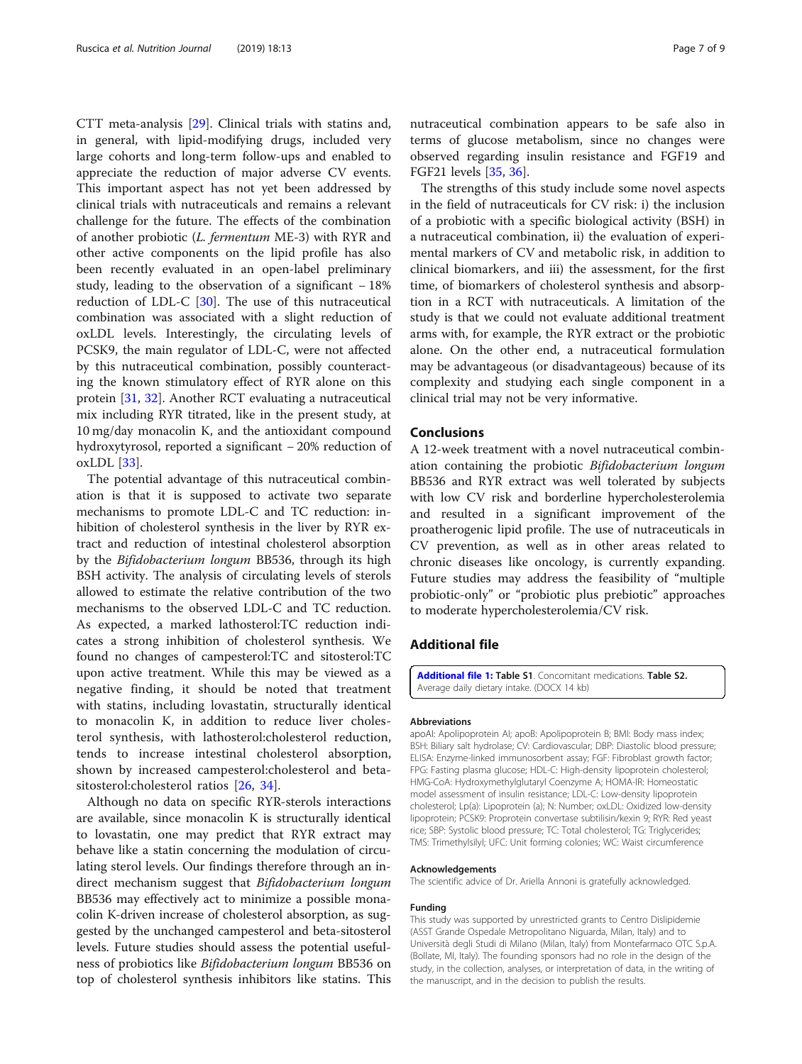CTT meta-analysis [29]. Clinical trials with statins and, in general, with lipid-modifying drugs, included very large cohorts and long-term follow-ups and enabled to appreciate the reduction of major adverse CV events. This important aspect has not yet been addressed by clinical trials with nutraceuticals and remains a relevant challenge for the future. The effects of the combination of another probiotic (*L. fermentum* ME-3) with RYR and other active components on the lipid profile has also been recently evaluated in an open-label preliminary study, leading to the observation of a significant − 18% reduction of LDL-C [30]. The use of this nutraceutical combination was associated with a slight reduction of oxLDL levels. Interestingly, the circulating levels of PCSK9, the main regulator of LDL-C, were not affected by this nutraceutical combination, possibly counteracting the known stimulatory effect of RYR alone on this protein [31, 32]. Another RCT evaluating a nutraceutical mix including RYR titrated, like in the present study, at 10 mg/day monacolin K, and the antioxidant compound hydroxytyrosol, reported a significant − 20% reduction of oxLDL [33].

The potential advantage of this nutraceutical combination is that it is supposed to activate two separate mechanisms to promote LDL-C and TC reduction: inhibition of cholesterol synthesis in the liver by RYR extract and reduction of intestinal cholesterol absorption by the *Bifidobacterium longum* BB536, through its high BSH activity. The analysis of circulating levels of sterols allowed to estimate the relative contribution of the two mechanisms to the observed LDL-C and TC reduction. As expected, a marked lathosterol:TC reduction indicates a strong inhibition of cholesterol synthesis. We found no changes of campesterol:TC and sitosterol:TC upon active treatment. While this may be viewed as a negative finding, it should be noted that treatment with statins, including lovastatin, structurally identical to monacolin K, in addition to reduce liver cholesterol synthesis, with lathosterol:cholesterol reduction, tends to increase intestinal cholesterol absorption, shown by increased campesterol:cholesterol and beta-sitosterol:cholesterol ratios [26, 34].

Although no data on specific RYR-sterols interactions are available, since monacolin K is structurally identical to lovastatin, one may predict that RYR extract may behave like a statin concerning the modulation of circulating sterol levels. Our findings therefore through an indirect mechanism suggest that *Bifidobacterium longum* BB536 may effectively act to minimize a possible monacolin K-driven increase of cholesterol absorption, as suggested by the unchanged campesterol and beta-sitosterol levels. Future studies should assess the potential usefulness of probiotics like *Bifidobacterium longum* BB536 on top of cholesterol synthesis inhibitors like statins. This nutraceutical combination appears to be safe also in terms of glucose metabolism, since no changes were observed regarding insulin resistance and FGF19 and FGF21 levels [35, 36].

The strengths of this study include some novel aspects in the field of nutraceuticals for CV risk: i) the inclusion of a probiotic with a specific biological activity (BSH) in a nutraceutical combination, ii) the evaluation of experimental markers of CV and metabolic risk, in addition to clinical biomarkers, and iii) the assessment, for the first time, of biomarkers of cholesterol synthesis and absorption in a RCT with nutraceuticals. A limitation of the study is that we could not evaluate additional treatment arms with, for example, the RYR extract or the probiotic alone. On the other end, a nutraceutical formulation may be advantageous (or disadvantageous) because of its complexity and studying each single component in a clinical trial may not be very informative.

## Conclusions

A 12-week treatment with a novel nutraceutical combination containing the probiotic *Bifidobacterium longum* BB536 and RYR extract was well tolerated by subjects with low CV risk and borderline hypercholesterolemia and resulted in a significant improvement of the proatherogenic lipid profile. The use of nutraceuticals in CV prevention, as well as in other areas related to chronic diseases like oncology, is currently expanding. Future studies may address the feasibility of "multiple probiotic-only" or "probiotic plus prebiotic" approaches to moderate hypercholesterolemia/CV risk.

## Additional file

**Additional file 1: Table S1**. Concomitant medications. **Table S2.** Average daily dietary intake. (DOCX 14 kb)

#### Abbreviations

apoAI: Apolipoprotein AI; apoB: Apolipoprotein B; BMI: Body mass index; BSH: Biliary salt hydrolase; CV: Cardiovascular; DBP: Diastolic blood pressure; ELISA: Enzyme-linked immunosorbent assay; FGF: Fibroblast growth factor; FPG: Fasting plasma glucose; HDL-C: High-density lipoprotein cholesterol; HMG-CoA: Hydroxymethylglutaryl Coenzyme A; HOMA-IR: Homeostatic model assessment of insulin resistance; LDL-C: Low-density lipoprotein cholesterol; Lp(a): Lipoprotein (a); N: Number; oxLDL: Oxidized low-density lipoprotein; PCSK9: Proprotein convertase subtilisin/kexin 9; RYR: Red yeast rice; SBP: Systolic blood pressure; TC: Total cholesterol; TG: Triglycerides; TMS: Trimethylsilyl; UFC: Unit forming colonies; WC: Waist circumference

#### Acknowledgements

The scientific advice of Dr. Ariella Annoni is gratefully acknowledged.

#### Funding

This study was supported by unrestricted grants to Centro Dislipidemie (ASST Grande Ospedale Metropolitano Niguarda, Milan, Italy) and to Università degli Studi di Milano (Milan, Italy) from Montefarmaco OTC S.p.A. (Bollate, MI, Italy). The founding sponsors had no role in the design of the study, in the collection, analyses, or interpretation of data, in the writing of the manuscript, and in the decision to publish the results.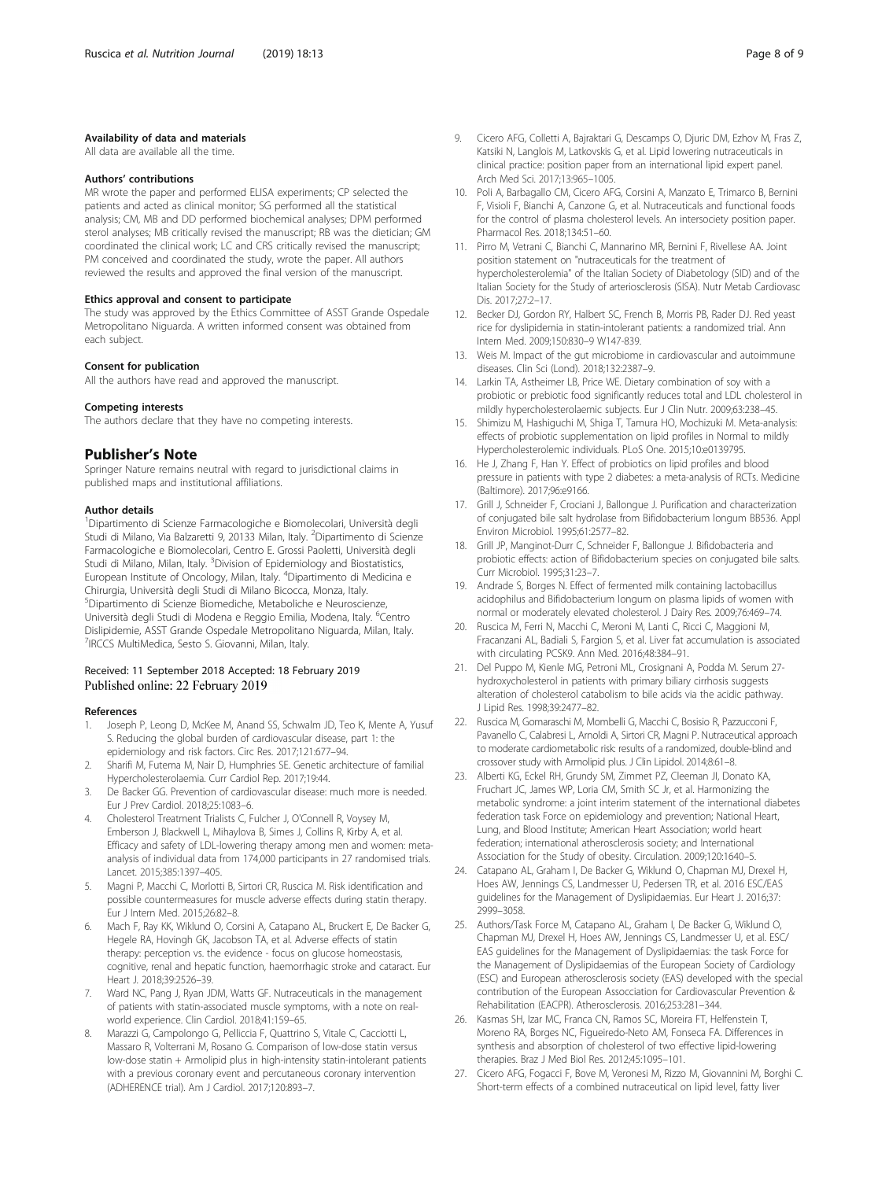#### Availability of data and materials

All data are available all the time.

#### Authors' contributions

MR wrote the paper and performed ELISA experiments; CP selected the patients and acted as clinical monitor; SG performed all the statistical analysis; CM, MB and DD performed biochemical analyses; DPM performed sterol analyses; MB critically revised the manuscript; RB was the dietician; GM coordinated the clinical work; LC and CRS critically revised the manuscript; PM conceived and coordinated the study, wrote the paper. All authors reviewed the results and approved the final version of the manuscript.

#### Ethics approval and consent to participate

The study was approved by the Ethics Committee of ASST Grande Ospedale Metropolitano Niguarda. A written informed consent was obtained from each subject.

#### Consent for publication

All the authors have read and approved the manuscript.

#### Competing interests

The authors declare that they have no competing interests.

## Publisher's Note

Springer Nature remains neutral with regard to jurisdictional claims in published maps and institutional affiliations.

#### Author details

[1]Dipartimento di Scienze Farmacologiche e Biomolecolari, Università degli Studi di Milano, Via Balzaretti 9, 20133 Milan, Italy. [2]Dipartimento di Scienze Farmacologiche e Biomolecolari, Centro E. Grossi Paoletti, Università degli Studi di Milano, Milan, Italy. [3]Division of Epidemiology and Biostatistics, European Institute of Oncology, Milan, Italy. [4]Dipartimento di Medicina e Chirurgia, Università degli Studi di Milano Bicocca, Monza, Italy. [5]Dipartimento di Scienze Biomediche, Metaboliche e Neuroscienze, Università degli Studi di Modena e Reggio Emilia, Modena, Italy. [6]Centro Dislipidemie, ASST Grande Ospedale Metropolitano Niguarda, Milan, Italy. [7]IRCCS MultiMedica, Sesto S. Giovanni, Milan, Italy.

Received: 11 September 2018 Accepted: 18 February 2019
Published online: 22 February 2019

#### References

1. Joseph P, Leong D, McKee M, Anand SS, Schwalm JD, Teo K, Mente A, Yusuf S. Reducing the global burden of cardiovascular disease, part 1: the epidemiology and risk factors. Circ Res. 2017;121:677–94.
2. Sharifi M, Futema M, Nair D, Humphries SE. Genetic architecture of familial Hypercholesterolaemia. Curr Cardiol Rep. 2017;19:44.
3. De Backer GG. Prevention of cardiovascular disease: much more is needed. Eur J Prev Cardiol. 2018;25:1083–6.
4. Cholesterol Treatment Trialists C, Fulcher J, O'Connell R, Voysey M, Emberson J, Blackwell L, Mihaylova B, Simes J, Collins R, Kirby A, et al. Efficacy and safety of LDL-lowering therapy among men and women: meta-analysis of individual data from 174,000 participants in 27 randomised trials. Lancet. 2015;385:1397–405.
5. Magni P, Macchi C, Morlotti B, Sirtori CR, Ruscica M. Risk identification and possible countermeasures for muscle adverse effects during statin therapy. Eur J Intern Med. 2015;26:82–8.
6. Mach F, Ray KK, Wiklund O, Corsini A, Catapano AL, Bruckert E, De Backer G, Hegele RA, Hovingh GK, Jacobson TA, et al. Adverse effects of statin therapy: perception vs. the evidence - focus on glucose homeostasis, cognitive, renal and hepatic function, haemorrhagic stroke and cataract. Eur Heart J. 2018;39:2526–39.
7. Ward NC, Pang J, Ryan JDM, Watts GF. Nutraceuticals in the management of patients with statin-associated muscle symptoms, with a note on real-world experience. Clin Cardiol. 2018;41:159–65.
8. Marazzi G, Campolongo G, Pelliccia F, Quattrino S, Vitale C, Cacciotti L, Massaro R, Volterrani M, Rosano G. Comparison of low-dose statin versus low-dose statin + Armolipid plus in high-intensity statin-intolerant patients with a previous coronary event and percutaneous coronary intervention (ADHERENCE trial). Am J Cardiol. 2017;120:893–7.
9. Cicero AFG, Colletti A, Bajraktari G, Descamps O, Djuric DM, Ezhov M, Fras Z, Katsiki N, Langlois M, Latkovskis G, et al. Lipid lowering nutraceuticals in clinical practice: position paper from an international lipid expert panel. Arch Med Sci. 2017;13:965–1005.
10. Poli A, Barbagallo CM, Cicero AFG, Corsini A, Manzato E, Trimarco B, Bernini F, Visioli F, Bianchi A, Canzone G, et al. Nutraceuticals and functional foods for the control of plasma cholesterol levels. An intersociety position paper. Pharmacol Res. 2018;134:51–60.
11. Pirro M, Vetrani C, Bianchi C, Mannarino MR, Bernini F, Rivellese AA. Joint position statement on "nutraceuticals for the treatment of hypercholesterolemia" of the Italian Society of Diabetology (SID) and of the Italian Society for the Study of arteriosclerosis (SISA). Nutr Metab Cardiovasc Dis. 2017;27:2–17.
12. Becker DJ, Gordon RY, Halbert SC, French B, Morris PB, Rader DJ. Red yeast rice for dyslipidemia in statin-intolerant patients: a randomized trial. Ann Intern Med. 2009;150:830–9 W147-839.
13. Weis M. Impact of the gut microbiome in cardiovascular and autoimmune diseases. Clin Sci (Lond). 2018;132:2387–9.
14. Larkin TA, Astheimer LB, Price WE. Dietary combination of soy with a probiotic or prebiotic food significantly reduces total and LDL cholesterol in mildly hypercholesterolaemic subjects. Eur J Clin Nutr. 2009;63:238–45.
15. Shimizu M, Hashiguchi M, Shiga T, Tamura HO, Mochizuki M. Meta-analysis: effects of probiotic supplementation on lipid profiles in Normal to mildly Hypercholesterolemic individuals. PLoS One. 2015;10:e0139795.
16. He J, Zhang F, Han Y. Effect of probiotics on lipid profiles and blood pressure in patients with type 2 diabetes: a meta-analysis of RCTs. Medicine (Baltimore). 2017;96:e9166.
17. Grill J, Schneider F, Crociani J, Ballongue J. Purification and characterization of conjugated bile salt hydrolase from Bifidobacterium longum BB536. Appl Environ Microbiol. 1995;61:2577–82.
18. Grill JP, Manginot-Durr C, Schneider F, Ballongue J. Bifidobacteria and probiotic effects: action of Bifidobacterium species on conjugated bile salts. Curr Microbiol. 1995;31:23–7.
19. Andrade S, Borges N. Effect of fermented milk containing lactobacillus acidophilus and Bifidobacterium longum on plasma lipids of women with normal or moderately elevated cholesterol. J Dairy Res. 2009;76:469–74.
20. Ruscica M, Ferri N, Macchi C, Meroni M, Lanti C, Ricci C, Maggioni M, Fracanzani AL, Badiali S, Fargion S, et al. Liver fat accumulation is associated with circulating PCSK9. Ann Med. 2016;48:384–91.
21. Del Puppo M, Kienle MG, Petroni ML, Crosignani A, Podda M. Serum 27-hydroxycholesterol in patients with primary biliary cirrhosis suggests alteration of cholesterol catabolism to bile acids via the acidic pathway. J Lipid Res. 1998;39:2477–82.
22. Ruscica M, Gomaraschi M, Mombelli G, Macchi C, Bosisio R, Pazzucconi F, Pavanello C, Calabresi L, Arnoldi A, Sirtori CR, Magni P. Nutraceutical approach to moderate cardiometabolic risk: results of a randomized, double-blind and crossover study with Armolipid plus. J Clin Lipidol. 2014;8:61–8.
23. Alberti KG, Eckel RH, Grundy SM, Zimmet PZ, Cleeman JI, Donato KA, Fruchart JC, James WP, Loria CM, Smith SC Jr, et al. Harmonizing the metabolic syndrome: a joint interim statement of the international diabetes federation task Force on epidemiology and prevention; National Heart, Lung, and Blood Institute; American Heart Association; world heart federation; international atherosclerosis society; and International Association for the Study of obesity. Circulation. 2009;120:1640–5.
24. Catapano AL, Graham I, De Backer G, Wiklund O, Chapman MJ, Drexel H, Hoes AW, Jennings CS, Landmesser U, Pedersen TR, et al. 2016 ESC/EAS guidelines for the Management of Dyslipidaemias. Eur Heart J. 2016;37:2999–3058.
25. Authors/Task Force M, Catapano AL, Graham I, De Backer G, Wiklund O, Chapman MJ, Drexel H, Hoes AW, Jennings CS, Landmesser U, et al. ESC/EAS guidelines for the Management of Dyslipidaemias: the task Force for the Management of Dyslipidaemias of the European Society of Cardiology (ESC) and European atherosclerosis society (EAS) developed with the special contribution of the European Assocciation for Cardiovascular Prevention & Rehabilitation (EACPR). Atherosclerosis. 2016;253:281–344.
26. Kasmas SH, Izar MC, Franca CN, Ramos SC, Moreira FT, Helfenstein T, Moreno RA, Borges NC, Figueiredo-Neto AM, Fonseca FA. Differences in synthesis and absorption of cholesterol of two effective lipid-lowering therapies. Braz J Med Biol Res. 2012;45:1095–101.
27. Cicero AFG, Fogacci F, Bove M, Veronesi M, Rizzo M, Giovannini M, Borghi C. Short-term effects of a combined nutraceutical on lipid level, fatty liver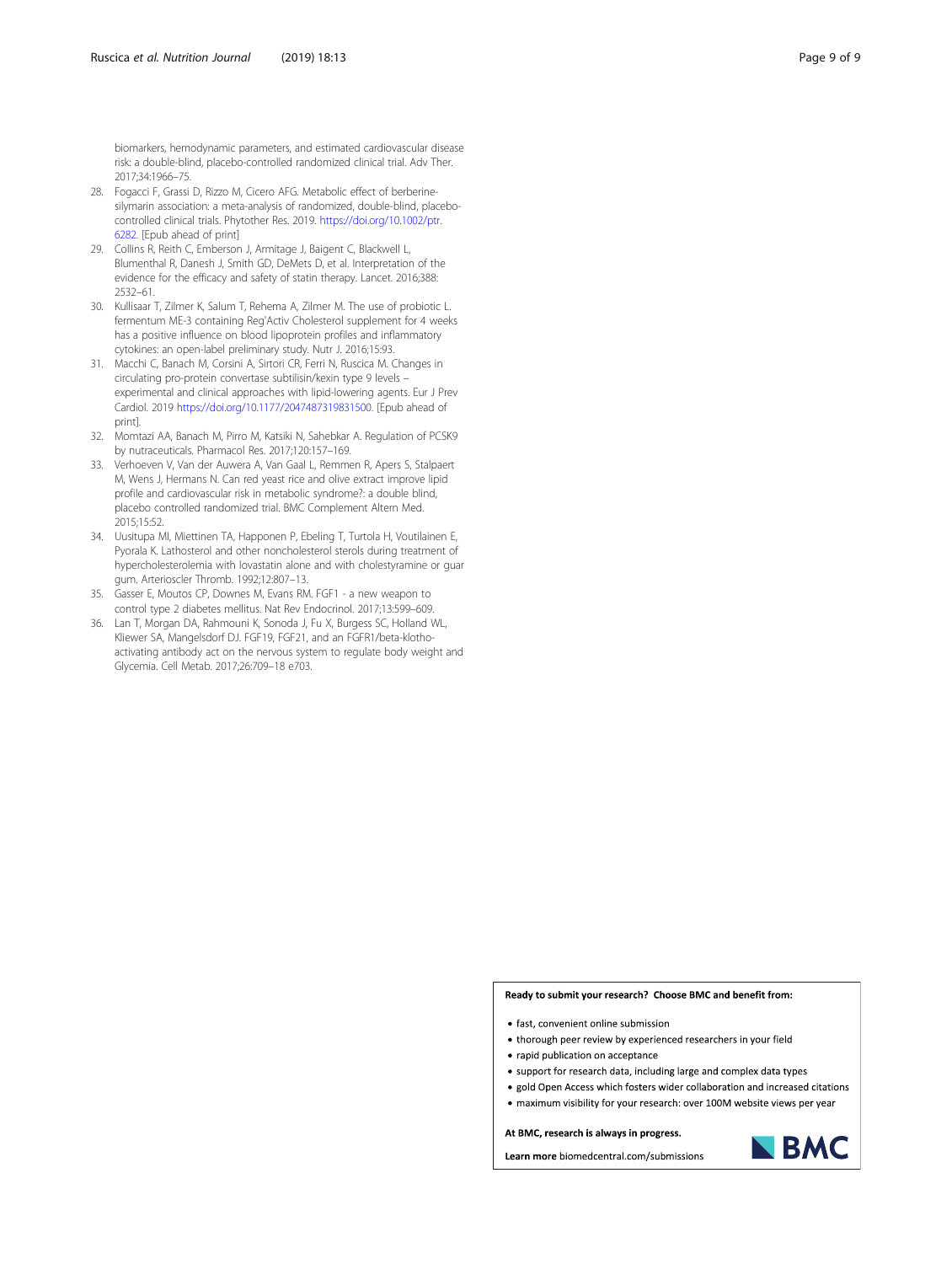biomarkers, hemodynamic parameters, and estimated cardiovascular disease risk: a double-blind, placebo-controlled randomized clinical trial. Adv Ther. 2017;34:1966–75.

28. Fogacci F, Grassi D, Rizzo M, Cicero AFG. Metabolic effect of berberine-silymarin association: a meta-analysis of randomized, double-blind, placebo-controlled clinical trials. Phytother Res. 2019. https://doi.org/10.1002/ptr.6282. [Epub ahead of print]
29. Collins R, Reith C, Emberson J, Armitage J, Baigent C, Blackwell L, Blumenthal R, Danesh J, Smith GD, DeMets D, et al. Interpretation of the evidence for the efficacy and safety of statin therapy. Lancet. 2016;388:2532–61.
30. Kullisaar T, Zilmer K, Salum T, Rehema A, Zilmer M. The use of probiotic L. fermentum ME-3 containing Reg'Activ Cholesterol supplement for 4 weeks has a positive influence on blood lipoprotein profiles and inflammatory cytokines: an open-label preliminary study. Nutr J. 2016;15:93.
31. Macchi C, Banach M, Corsini A, Sirtori CR, Ferri N, Ruscica M. Changes in circulating pro-protein convertase subtilisin/kexin type 9 levels – experimental and clinical approaches with lipid-lowering agents. Eur J Prev Cardiol. 2019 https://doi.org/10.1177/2047487319831500. [Epub ahead of print].
32. Momtazi AA, Banach M, Pirro M, Katsiki N, Sahebkar A. Regulation of PCSK9 by nutraceuticals. Pharmacol Res. 2017;120:157–169.
33. Verhoeven V, Van der Auwera A, Van Gaal L, Remmen R, Apers S, Stalpaert M, Wens J, Hermans N. Can red yeast rice and olive extract improve lipid profile and cardiovascular risk in metabolic syndrome?: a double blind, placebo controlled randomized trial. BMC Complement Altern Med. 2015;15:52.
34. Uusitupa MI, Miettinen TA, Happonen P, Ebeling T, Turtola H, Voutilainen E, Pyorala K. Lathosterol and other noncholesterol sterols during treatment of hypercholesterolemia with lovastatin alone and with cholestyramine or guar gum. Arterioscler Thromb. 1992;12:807–13.
35. Gasser E, Moutos CP, Downes M, Evans RM. FGF1 - a new weapon to control type 2 diabetes mellitus. Nat Rev Endocrinol. 2017;13:599–609.
36. Lan T, Morgan DA, Rahmouni K, Sonoda J, Fu X, Burgess SC, Holland WL, Kliewer SA, Mangelsdorf DJ. FGF19, FGF21, and an FGFR1/beta-klotho-activating antibody act on the nervous system to regulate body weight and Glycemia. Cell Metab. 2017;26:709–18 e703.

**Ready to submit your research? Choose BMC and benefit from:**

- fast, convenient online submission
- thorough peer review by experienced researchers in your field
- rapid publication on acceptance
- support for research data, including large and complex data types
- gold Open Access which fosters wider collaboration and increased citations
- maximum visibility for your research: over 100M website views per year

**At BMC, research is always in progress.**

**Learn more** biomedcentral.com/submissions

BMC